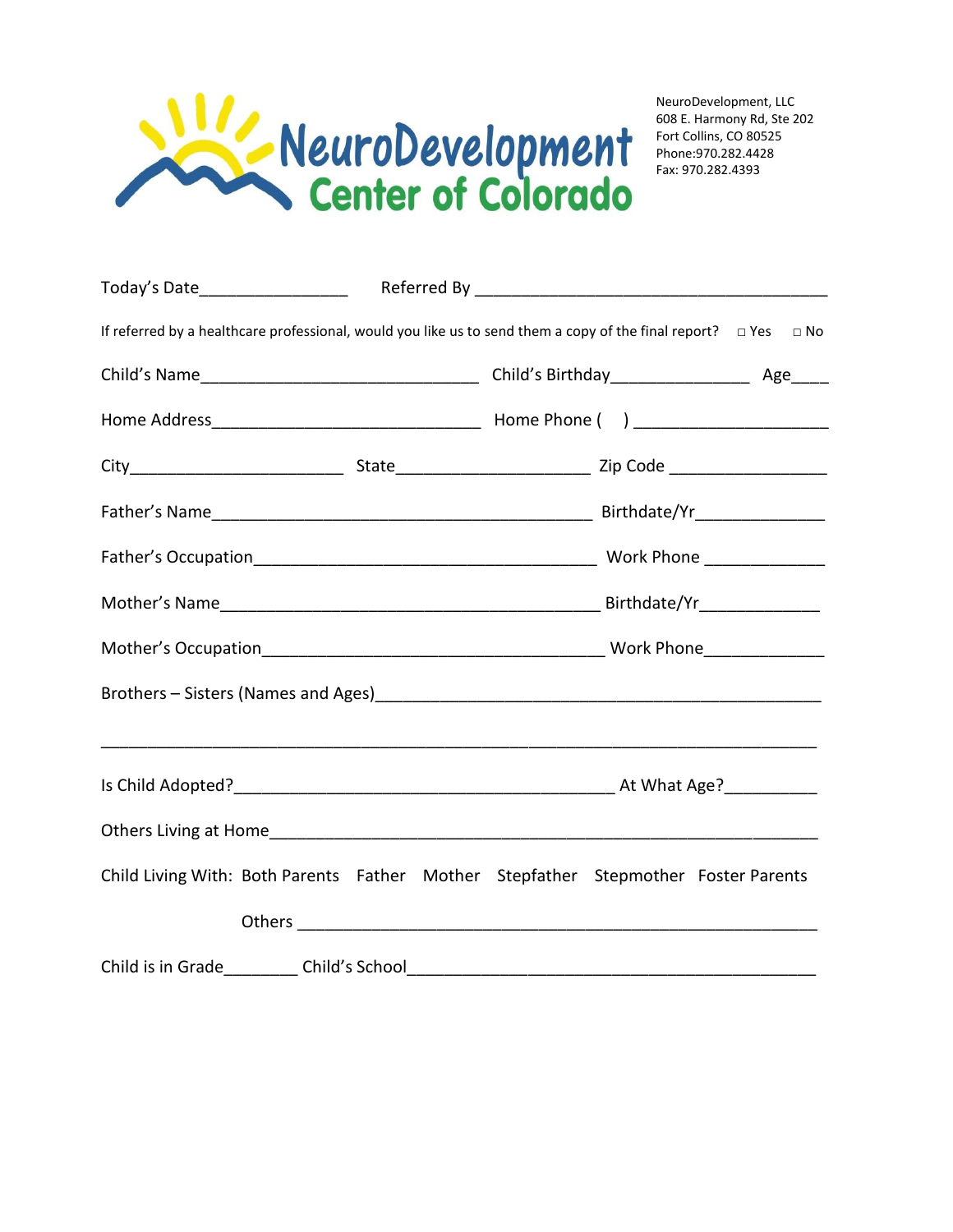# NeuroDevelopment Center of Colorado

NeuroDevelopment, LLC
608 E. Harmony Rd, Ste 202
Fort Collins, CO 80525
Phone:970.282.4428
Fax: 970.282.4393

Today's Date________________ Referred By _______________________________________

If referred by a healthcare professional, would you like us to send them a copy of the final report? □ Yes □ No

Child's Name_______________________________ Child's Birthday_______________ Age____

Home Address_____________________________ Home Phone ( ) _____________________

City_______________________ State_____________________ Zip Code _________________

Father's Name__________________________________________ Birthdate/Yr______________

Father's Occupation______________________________________ Work Phone _____________

Mother's Name__________________________________________ Birthdate/Yr_____________

Mother's Occupation______________________________________ Work Phone_____________

Brothers – Sisters (Names and Ages)_________________________________________________

_______________________________________________________________________________

Is Child Adopted?__________________________________________ At What Age?__________

Others Living at Home____________________________________________________________

Child Living With: Both Parents Father Mother Stepfather Stepmother Foster Parents

Others _______________________________________________________

Child is in Grade________ Child's School_______________________________________________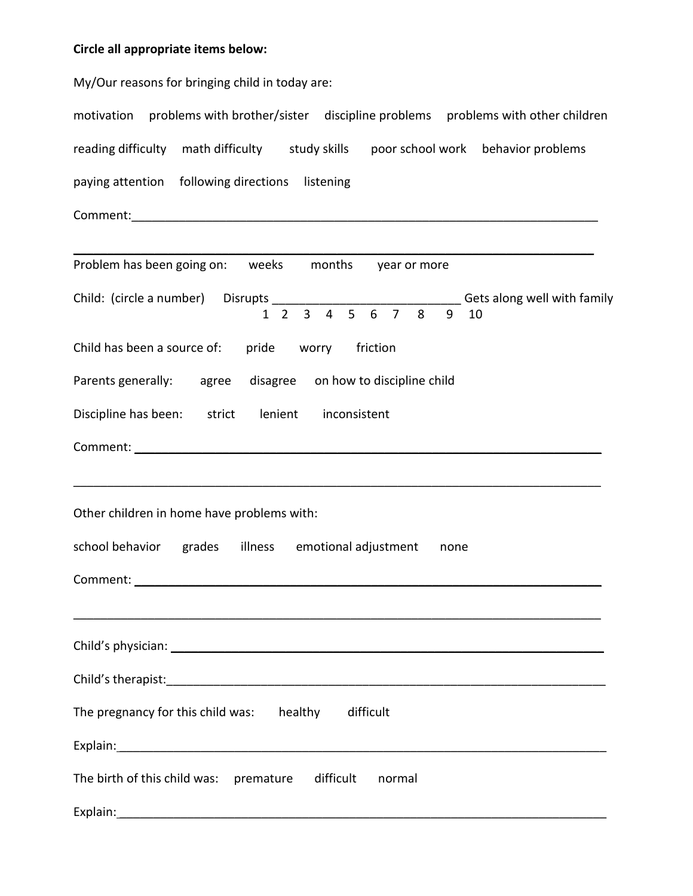**Circle all appropriate items below:**

My/Our reasons for bringing child in today are:

motivation    problems with brother/sister    discipline problems    problems with other children

reading difficulty    math difficulty    study skills    poor school work    behavior problems

paying attention    following directions    listening

Comment:________________________________________________________________________

________________________________________________________________________________

Problem has been going on:    weeks    months    year or more

Child: (circle a number)    Disrupts ____________________________ Gets along well with family
1  2  3  4  5  6  7  8  9  10

Child has been a source of:    pride    worry    friction

Parents generally:    agree    disagree    on how to discipline child

Discipline has been:    strict    lenient    inconsistent

Comment: ________________________________________________________________________

________________________________________________________________________________

Other children in home have problems with:

school behavior    grades    illness    emotional adjustment    none

Comment: ________________________________________________________________________

________________________________________________________________________________

Child's physician: ________________________________________________________________

Child's therapist:_________________________________________________________________

The pregnancy for this child was:    healthy    difficult

Explain:_________________________________________________________________________

The birth of this child was:    premature    difficult    normal

Explain:_________________________________________________________________________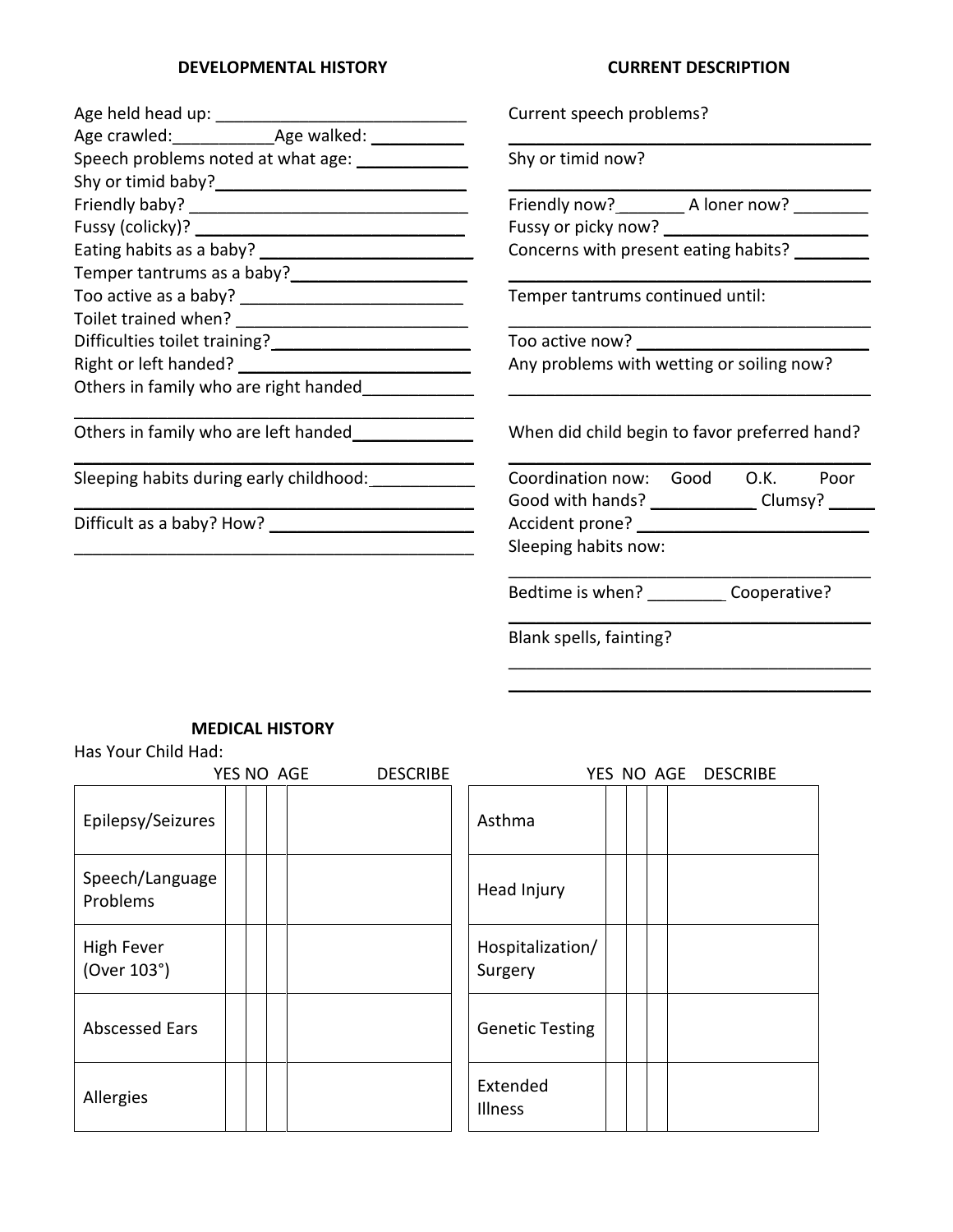## DEVELOPMENTAL HISTORY

Age held head up: ___________________________
Age crawled:___________Age walked: __________
Speech problems noted at what age: ____________
Shy or timid baby?____________________________
Friendly baby? _______________________________
Fussy (colicky)? ______________________________
Eating habits as a baby? _______________________
Temper tantrums as a baby?___________________
Too active as a baby? ________________________
Toilet trained when? _________________________
Difficulties toilet training?_____________________
Right or left handed? _________________________
Others in family who are right handed____________
_____________________________________________
Others in family who are left handed_____________
_____________________________________________
Sleeping habits during early childhood:___________
_____________________________________________
Difficult as a baby? How? ______________________
_____________________________________________

## CURRENT DESCRIPTION

Current speech problems?
________________________________________
Shy or timid now?
________________________________________
Friendly now?_______ A loner now? ________
Fussy or picky now? ______________________
Concerns with present eating habits? ________
________________________________________
Temper tantrums continued until:
________________________________________
Too active now? __________________________
Any problems with wetting or soiling now?
________________________________________
When did child begin to favor preferred hand?
________________________________________
Coordination now: Good O.K. Poor
Good with hands? ___________ Clumsy? _____
Accident prone? __________________________
Sleeping habits now:
________________________________________
Bedtime is when? ________ Cooperative?
________________________________________
Blank spells, fainting?
________________________________________
________________________________________

## MEDICAL HISTORY

Has Your Child Had:

| | YES | NO | AGE | DESCRIBE |
|---|---|---|---|---|
| Epilepsy/Seizures | | | | |
| Speech/Language Problems | | | | |
| High Fever (Over 103°) | | | | |
| Abscessed Ears | | | | |
| Allergies | | | | |

| | YES | NO | AGE | DESCRIBE |
|---|---|---|---|---|
| Asthma | | | | |
| Head Injury | | | | |
| Hospitalization/ Surgery | | | | |
| Genetic Testing | | | | |
| Extended Illness | | | | |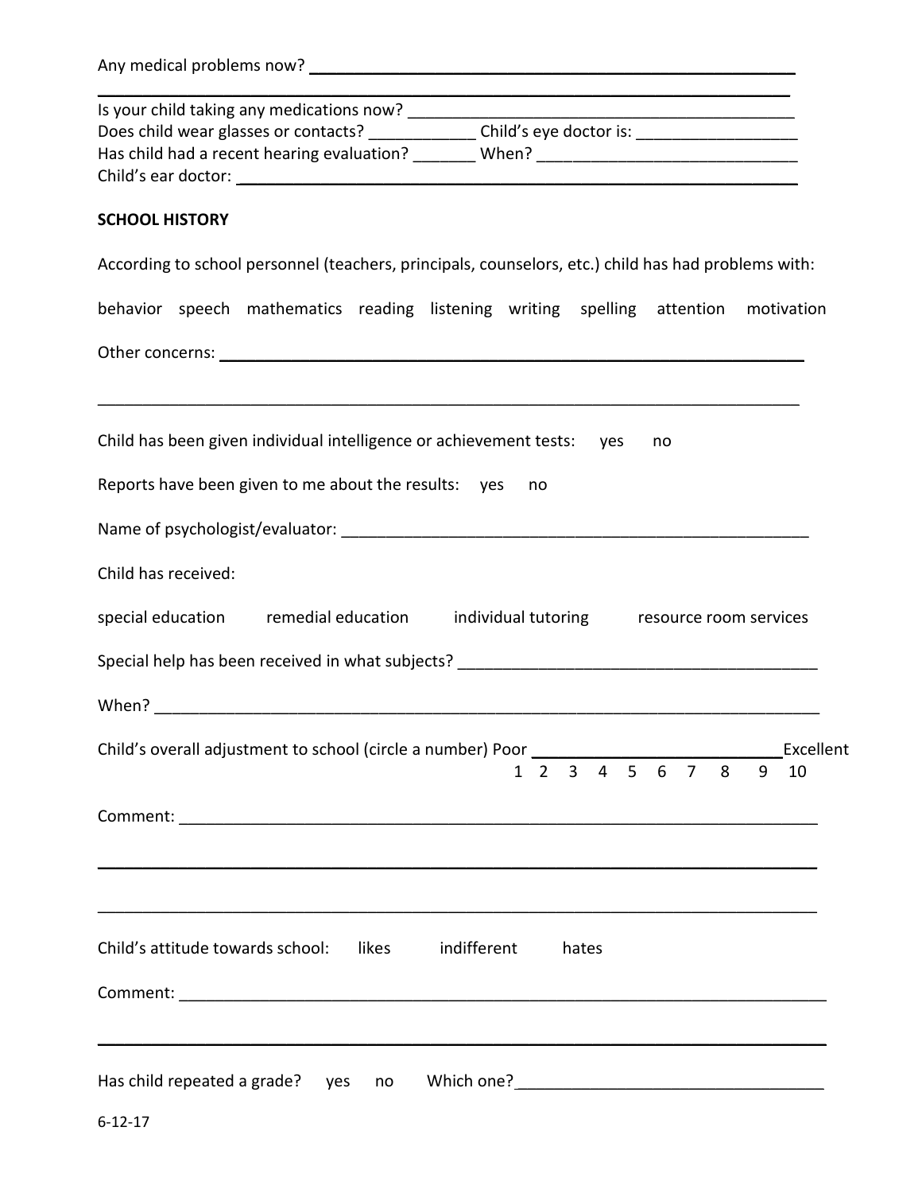Any medical problems now? ______________________________________________________

______________________________________________________________________________

Is your child taking any medications now? ____________________________________________

Does child wear glasses or contacts? ____________ Child's eye doctor is: __________________

Has child had a recent hearing evaluation? _______ When? _____________________________

Child's ear doctor: _______________________________________________________________

**SCHOOL HISTORY**

According to school personnel (teachers, principals, counselors, etc.) child has had problems with:

behavior speech mathematics reading listening writing spelling attention motivation

Other concerns: _________________________________________________________________

______________________________________________________________________________

Child has been given individual intelligence or achievement tests: yes no

Reports have been given to me about the results: yes no

Name of psychologist/evaluator: ____________________________________________________

Child has received:

special education remedial education individual tutoring resource room services

Special help has been received in what subjects? ________________________________________

When? _________________________________________________________________________

Child's overall adjustment to school (circle a number) Poor ___________________________Excellent

1 2 3 4 5 6 7 8 9 10

Comment: ______________________________________________________________________

______________________________________________________________________________

______________________________________________________________________________

Child's attitude towards school: likes indifferent hates

Comment: ______________________________________________________________________

______________________________________________________________________________

Has child repeated a grade? yes no Which one?__________________________________

6-12-17